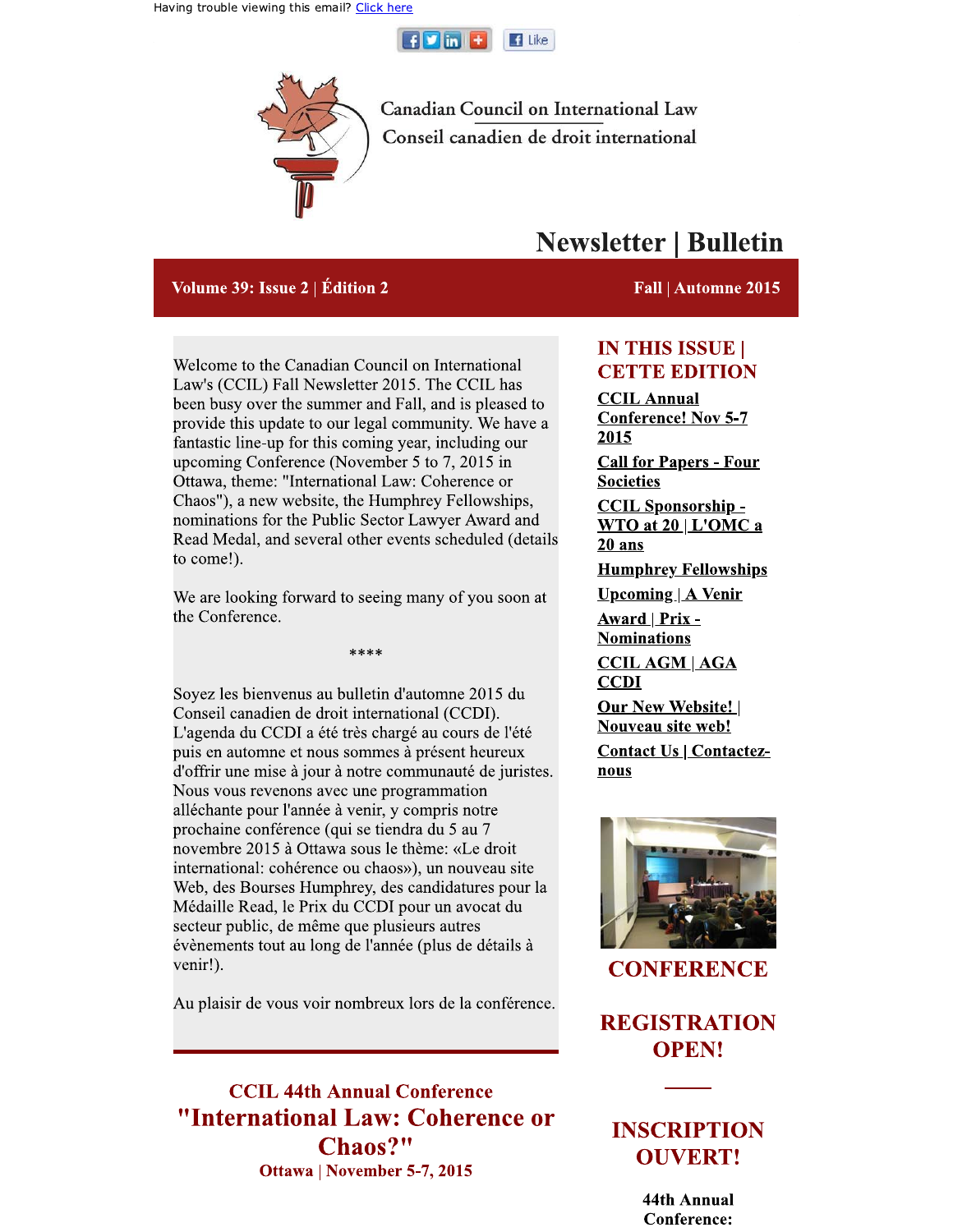Having trouble viewing this email? Click here

Canadian Council on International Law
Conseil canadien de droit international

# Newsletter | Bulletin

**Volume 39: Issue 2 | Édition 2** — **Fall | Automne 2015**

Welcome to the Canadian Council on International Law's (CCIL) Fall Newsletter 2015. The CCIL has been busy over the summer and Fall, and is pleased to provide this update to our legal community. We have a fantastic line-up for this coming year, including our upcoming Conference (November 5 to 7, 2015 in Ottawa, theme: "International Law: Coherence or Chaos"), a new website, the Humphrey Fellowships, nominations for the Public Sector Lawyer Award and Read Medal, and several other events scheduled (details to come!).

We are looking forward to seeing many of you soon at the Conference.

****

Soyez les bienvenus au bulletin d'automne 2015 du Conseil canadien de droit international (CCDI). L'agenda du CCDI a été très chargé au cours de l'été puis en automne et nous sommes à présent heureux d'offrir une mise à jour à notre communauté de juristes. Nous vous revenons avec une programmation alléchante pour l'année à venir, y compris notre prochaine conférence (qui se tiendra du 5 au 7 novembre 2015 à Ottawa sous le thème: «Le droit international: cohérence ou chaos»), un nouveau site Web, des Bourses Humphrey, des candidatures pour la Médaille Read, le Prix du CCDI pour un avocat du secteur public, de même que plusieurs autres évènements tout au long de l'année (plus de détails à venir!).

Au plaisir de vous voir nombreux lors de la conférence.

## CCIL 44th Annual Conference
## "International Law: Coherence or Chaos?"
**Ottawa | November 5-7, 2015**

## IN THIS ISSUE | CETTE EDITION

- **CCIL Annual Conference! Nov 5-7 2015**
- **Call for Papers - Four Societies**
- **CCIL Sponsorship - WTO at 20 | L'OMC a 20 ans**
- **Humphrey Fellowships**
- **Upcoming | A Venir**
- **Award | Prix - Nominations**
- **CCIL AGM | AGA CCDI**
- **Our New Website! | Nouveau site web!**
- **Contact Us | Contactez-nous**

## CONFERENCE REGISTRATION OPEN!

## INSCRIPTION OUVERT!

**44th Annual Conference:**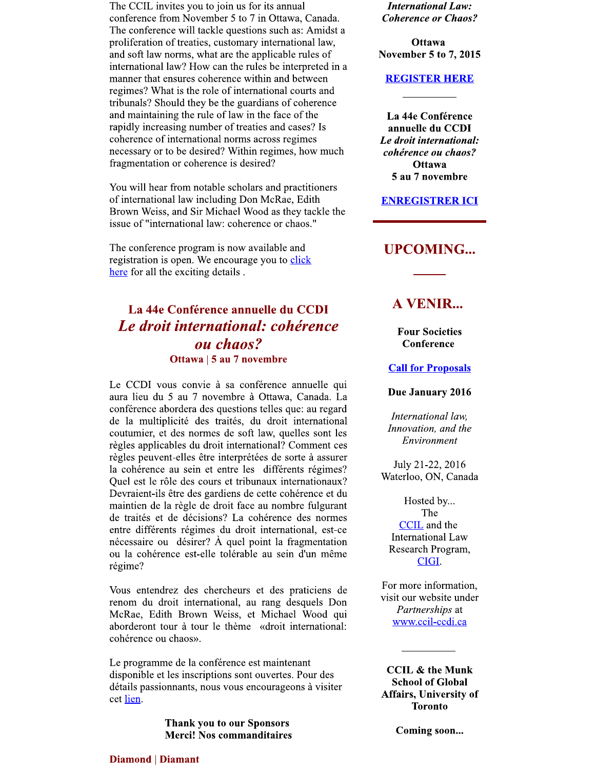The CCIL invites you to join us for its annual conference from November 5 to 7 in Ottawa, Canada. The conference will tackle questions such as: Amidst a proliferation of treaties, customary international law, and soft law norms, what are the applicable rules of international law? How can the rules be interpreted in a manner that ensures coherence within and between regimes? What is the role of international courts and tribunals? Should they be the guardians of coherence and maintaining the rule of law in the face of the rapidly increasing number of treaties and cases? Is coherence of international norms across regimes necessary or to be desired? Within regimes, how much fragmentation or coherence is desired?

You will hear from notable scholars and practitioners of international law including Don McRae, Edith Brown Weiss, and Sir Michael Wood as they tackle the issue of "international law: coherence or chaos."

The conference program is now available and registration is open. We encourage you to click here for all the exciting details .

## La 44e Conférence annuelle du CCDI

## *Le droit international: cohérence ou chaos?*

**Ottawa | 5 au 7 novembre**

Le CCDI vous convie à sa conférence annuelle qui aura lieu du 5 au 7 novembre à Ottawa, Canada. La conférence abordera des questions telles que: au regard de la multiplicité des traités, du droit international coutumier, et des normes de soft law, quelles sont les règles applicables du droit international? Comment ces règles peuvent-elles être interprétées de sorte à assurer la cohérence au sein et entre les différents régimes? Quel est le rôle des cours et tribunaux internationaux? Devraient-ils être des gardiens de cette cohérence et du maintien de la règle de droit face au nombre fulgurant de traités et de décisions? La cohérence des normes entre différents régimes du droit international, est-ce nécessaire ou désirer? À quel point la fragmentation ou la cohérence est-elle tolérable au sein d'un même régime?

Vous entendrez des chercheurs et des praticiens de renom du droit international, au rang desquels Don McRae, Edith Brown Weiss, et Michael Wood qui aborderont tour à tour le thème «droit international: cohérence ou chaos».

Le programme de la conférence est maintenant disponible et les inscriptions sont ouvertes. Pour des détails passionnants, nous vous encourageons à visiter cet lien.

**Thank you to our Sponsors**
**Merci! Nos commanditaires**

**Diamond | Diamant**

***International Law: Coherence or Chaos?***

**Ottawa**
**November 5 to 7, 2015**

**REGISTER HERE**

---

**La 44e Conférence annuelle du CCDI**
***Le droit international: cohérence ou chaos?***
**Ottawa**
**5 au 7 novembre**

**ENREGISTRER ICI**

---

## UPCOMING...

## A VENIR...

**Four Societies Conference**

**Call for Proposals**

**Due January 2016**

*International law, Innovation, and the Environment*

July 21-22, 2016
Waterloo, ON, Canada

Hosted by...
The CCIL and the International Law Research Program, CIGI.

For more information, visit our website under *Partnerships* at www.ccil-ccdi.ca

---

**CCIL & the Munk School of Global Affairs, University of Toronto**

**Coming soon...**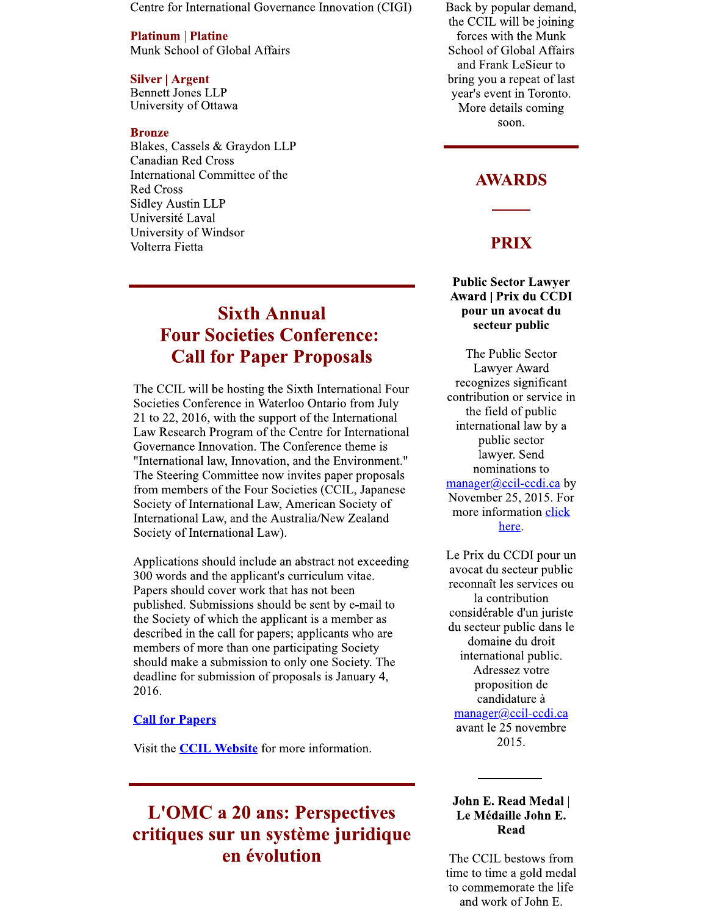Centre for International Governance Innovation (CIGI)

**Platinum** | **Platine**
Munk School of Global Affairs

**Silver | Argent**
Bennett Jones LLP
University of Ottawa

**Bronze**
Blakes, Cassels & Graydon LLP
Canadian Red Cross
International Committee of the Red Cross
Sidley Austin LLP
Université Laval
University of Windsor
Volterra Fietta

## Sixth Annual Four Societies Conference: Call for Paper Proposals

The CCIL will be hosting the Sixth International Four Societies Conference in Waterloo Ontario from July 21 to 22, 2016, with the support of the International Law Research Program of the Centre for International Governance Innovation. The Conference theme is "International law, Innovation, and the Environment." The Steering Committee now invites paper proposals from members of the Four Societies (CCIL, Japanese Society of International Law, American Society of International Law, and the Australia/New Zealand Society of International Law).

Applications should include an abstract not exceeding 300 words and the applicant's curriculum vitae. Papers should cover work that has not been published. Submissions should be sent by e-mail to the Society of which the applicant is a member as described in the call for papers; applicants who are members of more than one participating Society should make a submission to only one Society. The deadline for submission of proposals is January 4, 2016.

**Call for Papers**

Visit the **CCIL Website** for more information.

## L'OMC a 20 ans: Perspectives critiques sur un système juridique en évolution

Back by popular demand, the CCIL will be joining forces with the Munk School of Global Affairs and Frank LeSieur to bring you a repeat of last year's event in Toronto. More details coming soon.

## AWARDS

## PRIX

**Public Sector Lawyer Award | Prix du CCDI pour un avocat du secteur public**

The Public Sector Lawyer Award recognizes significant contribution or service in the field of public international law by a public sector lawyer. Send nominations to manager@ccil-ccdi.ca by November 25, 2015. For more information click here.

Le Prix du CCDI pour un avocat du secteur public reconnaît les services ou la contribution considérable d'un juriste du secteur public dans le domaine du droit international public. Adressez votre proposition de candidature à manager@ccil-ccdi.ca avant le 25 novembre 2015.

**John E. Read Medal | Le Médaille John E. Read**

The CCIL bestows from time to time a gold medal to commemorate the life and work of John E.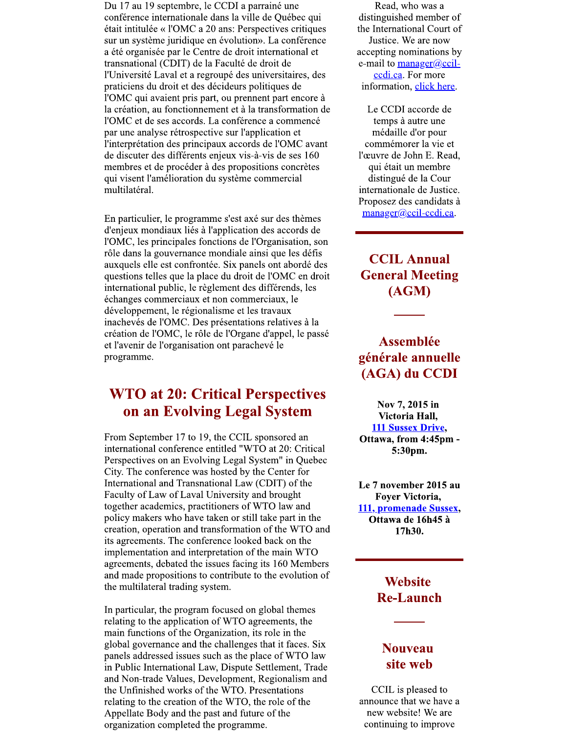Du 17 au 19 septembre, le CCDI a parrainé une conférence internationale dans la ville de Québec qui était intitulée « l'OMC a 20 ans: Perspectives critiques sur un système juridique en évolution». La conférence a été organisée par le Centre de droit international et transnational (CDIT) de la Faculté de droit de l'Université Laval et a regroupé des universitaires, des praticiens du droit et des décideurs politiques de l'OMC qui avaient pris part, ou prennent part encore à la création, au fonctionnement et à la transformation de l'OMC et de ses accords. La conférence a commencé par une analyse rétrospective sur l'application et l'interprétation des principaux accords de l'OMC avant de discuter des différents enjeux vis-à-vis de ses 160 membres et de procéder à des propositions concrètes qui visent l'amélioration du système commercial multilatéral.

En particulier, le programme s'est axé sur des thèmes d'enjeux mondiaux liés à l'application des accords de l'OMC, les principales fonctions de l'Organisation, son rôle dans la gouvernance mondiale ainsi que les défis auxquels elle est confrontée. Six panels ont abordé des questions telles que la place du droit de l'OMC en droit international public, le règlement des différends, les échanges commerciaux et non commerciaux, le développement, le régionalisme et les travaux inachevés de l'OMC. Des présentations relatives à la création de l'OMC, le rôle de l'Organe d'appel, le passé et l'avenir de l'organisation ont parachevé le programme.

## WTO at 20: Critical Perspectives on an Evolving Legal System

From September 17 to 19, the CCIL sponsored an international conference entitled "WTO at 20: Critical Perspectives on an Evolving Legal System" in Quebec City. The conference was hosted by the Center for International and Transnational Law (CDIT) of the Faculty of Law of Laval University and brought together academics, practitioners of WTO law and policy makers who have taken or still take part in the creation, operation and transformation of the WTO and its agreements. The conference looked back on the implementation and interpretation of the main WTO agreements, debated the issues facing its 160 Members and made propositions to contribute to the evolution of the multilateral trading system.

In particular, the program focused on global themes relating to the application of WTO agreements, the main functions of the Organization, its role in the global governance and the challenges that it faces. Six panels addressed issues such as the place of WTO law in Public International Law, Dispute Settlement, Trade and Non-trade Values, Development, Regionalism and the Unfinished works of the WTO. Presentations relating to the creation of the WTO, the role of the Appellate Body and the past and future of the organization completed the programme.

Read, who was a distinguished member of the International Court of Justice. We are now accepting nominations by e-mail to manager@ccil-ccdi.ca. For more information, click here.

Le CCDI accorde de temps à autre une médaille d'or pour commémorer la vie et l'œuvre de John E. Read, qui était un membre distingué de la Cour internationale de Justice. Proposez des candidats à manager@ccil-ccdi.ca.

## CCIL Annual General Meeting (AGM)

## Assemblée générale annuelle (AGA) du CCDI

**Nov 7, 2015 in Victoria Hall, 111 Sussex Drive, Ottawa, from 4:45pm - 5:30pm.**

**Le 7 november 2015 au Foyer Victoria, 111, promenade Sussex, Ottawa de 16h45 à 17h30.**

## Website Re-Launch

## Nouveau site web

CCIL is pleased to announce that we have a new website! We are continuing to improve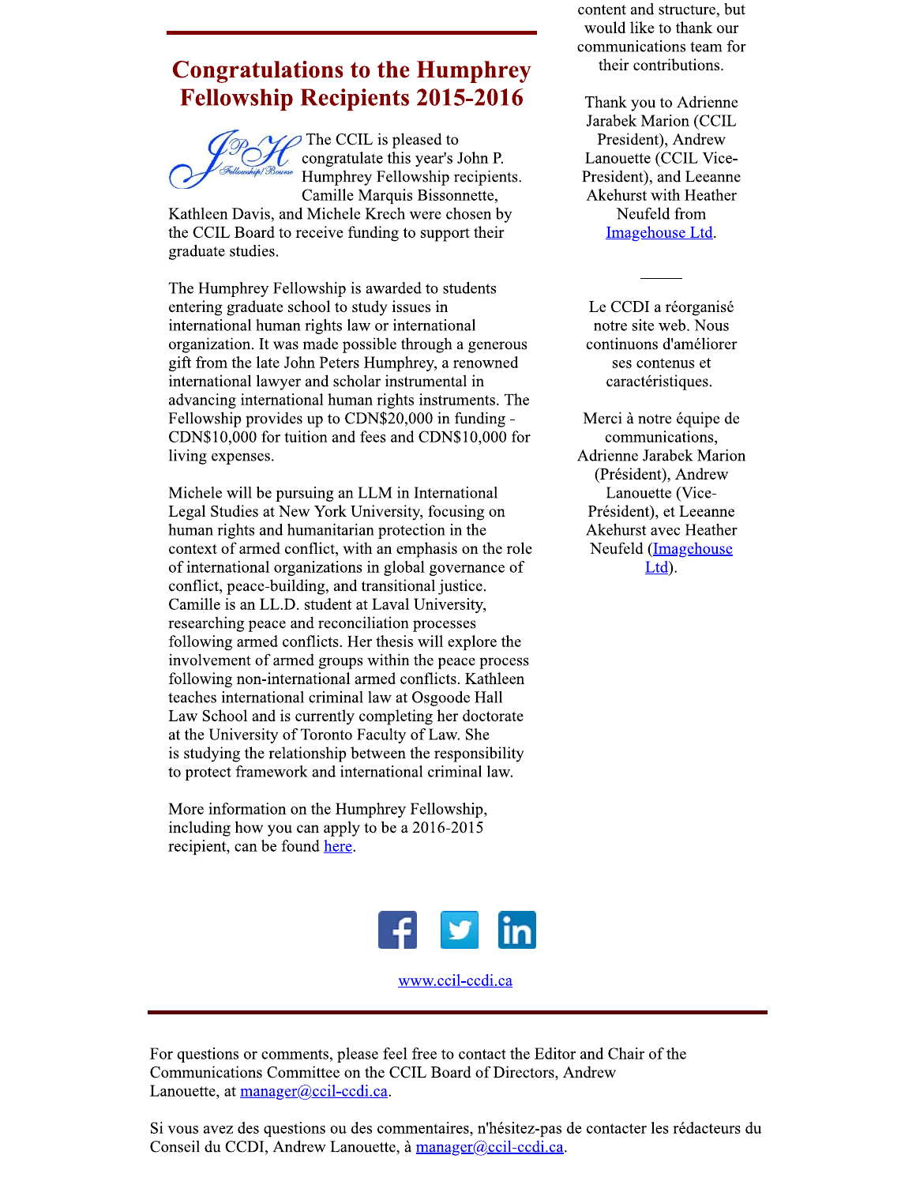content and structure, but would like to thank our communications team for their contributions.

Thank you to Adrienne Jarabek Marion (CCIL President), Andrew Lanouette (CCIL Vice-President), and Leeanne Akehurst with Heather Neufeld from Imagehouse Ltd.

---

Le CCDI a réorganisé notre site web. Nous continuons d'améliorer ses contenus et caractéristiques.

Merci à notre équipe de communications, Adrienne Jarabek Marion (Président), Andrew Lanouette (Vice-Président), et Leeanne Akehurst avec Heather Neufeld (Imagehouse Ltd).

## Congratulations to the Humphrey Fellowship Recipients 2015-2016

The CCIL is pleased to congratulate this year's John P. Humphrey Fellowship recipients. Camille Marquis Bissonnette, Kathleen Davis, and Michele Krech were chosen by the CCIL Board to receive funding to support their graduate studies.

The Humphrey Fellowship is awarded to students entering graduate school to study issues in international human rights law or international organization. It was made possible through a generous gift from the late John Peters Humphrey, a renowned international lawyer and scholar instrumental in advancing international human rights instruments. The Fellowship provides up to CDN$20,000 in funding - CDN$10,000 for tuition and fees and CDN$10,000 for living expenses.

Michele will be pursuing an LLM in International Legal Studies at New York University, focusing on human rights and humanitarian protection in the context of armed conflict, with an emphasis on the role of international organizations in global governance of conflict, peace-building, and transitional justice. Camille is an LL.D. student at Laval University, researching peace and reconciliation processes following armed conflicts. Her thesis will explore the involvement of armed groups within the peace process following non-international armed conflicts. Kathleen teaches international criminal law at Osgoode Hall Law School and is currently completing her doctorate at the University of Toronto Faculty of Law. She is studying the relationship between the responsibility to protect framework and international criminal law.

More information on the Humphrey Fellowship, including how you can apply to be a 2016-2015 recipient, can be found here.

www.ccil-ccdi.ca

---

For questions or comments, please feel free to contact the Editor and Chair of the Communications Committee on the CCIL Board of Directors, Andrew Lanouette, at manager@ccil-ccdi.ca.

Si vous avez des questions ou des commentaires, n'hésitez-pas de contacter les rédacteurs du Conseil du CCDI, Andrew Lanouette, à manager@ccil-ccdi.ca.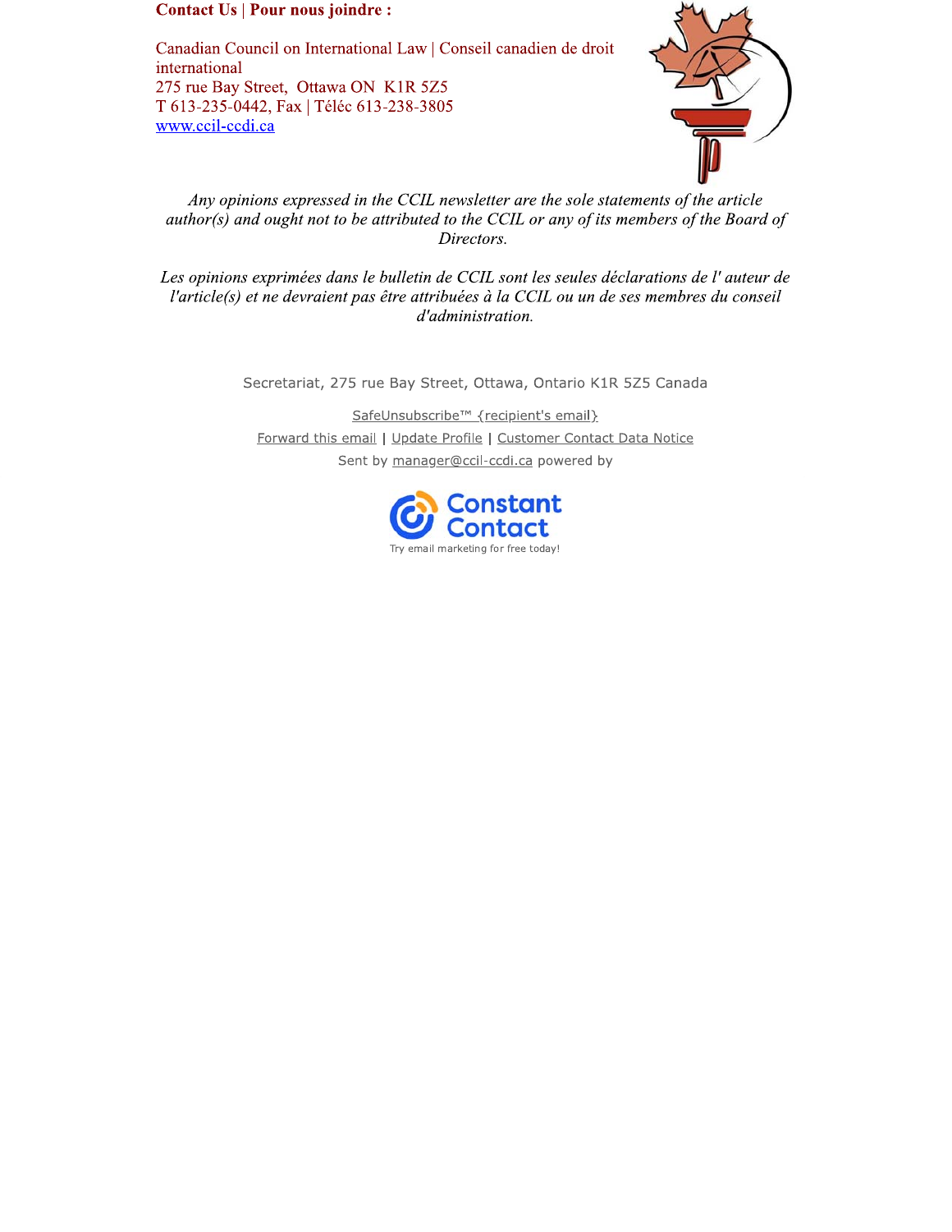**Contact Us | Pour nous joindre :**

Canadian Council on International Law | Conseil canadien de droit international
275 rue Bay Street, Ottawa ON K1R 5Z5
T 613-235-0442, Fax | Téléc 613-238-3805
[www.ccil-ccdi.ca](www.ccil-ccdi.ca)

*Any opinions expressed in the CCIL newsletter are the sole statements of the article author(s) and ought not to be attributed to the CCIL or any of its members of the Board of Directors.*

*Les opinions exprimées dans le bulletin de CCIL sont les seules déclarations de l' auteur de l'article(s) et ne devraient pas être attribuées à la CCIL ou un de ses membres du conseil d'administration.*

Secretariat, 275 rue Bay Street, Ottawa, Ontario K1R 5Z5 Canada

SafeUnsubscribe™ {recipient's email}

Forward this email | Update Profile | Customer Contact Data Notice

Sent by manager@ccil-ccdi.ca powered by

Constant Contact

Try email marketing for free today!